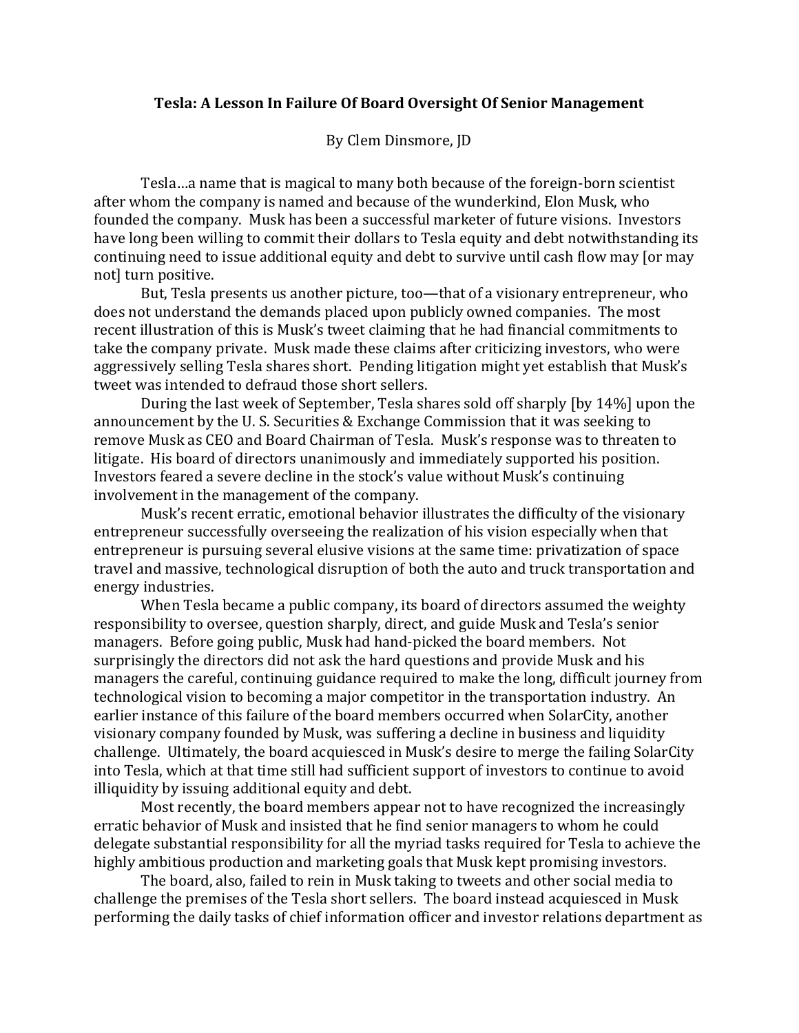# Tesla: A Lesson In Failure Of Board Oversight Of Senior Management

By Clem Dinsmore, JD

Tesla…a name that is magical to many both because of the foreign-born scientist after whom the company is named and because of the wunderkind, Elon Musk, who founded the company. Musk has been a successful marketer of future visions. Investors have long been willing to commit their dollars to Tesla equity and debt notwithstanding its continuing need to issue additional equity and debt to survive until cash flow may [or may not] turn positive.

But, Tesla presents us another picture, too—that of a visionary entrepreneur, who does not understand the demands placed upon publicly owned companies. The most recent illustration of this is Musk's tweet claiming that he had financial commitments to take the company private. Musk made these claims after criticizing investors, who were aggressively selling Tesla shares short. Pending litigation might yet establish that Musk's tweet was intended to defraud those short sellers.

During the last week of September, Tesla shares sold off sharply [by 14%] upon the announcement by the U. S. Securities & Exchange Commission that it was seeking to remove Musk as CEO and Board Chairman of Tesla. Musk's response was to threaten to litigate. His board of directors unanimously and immediately supported his position. Investors feared a severe decline in the stock's value without Musk's continuing involvement in the management of the company.

Musk's recent erratic, emotional behavior illustrates the difficulty of the visionary entrepreneur successfully overseeing the realization of his vision especially when that entrepreneur is pursuing several elusive visions at the same time: privatization of space travel and massive, technological disruption of both the auto and truck transportation and energy industries.

When Tesla became a public company, its board of directors assumed the weighty responsibility to oversee, question sharply, direct, and guide Musk and Tesla's senior managers. Before going public, Musk had hand-picked the board members. Not surprisingly the directors did not ask the hard questions and provide Musk and his managers the careful, continuing guidance required to make the long, difficult journey from technological vision to becoming a major competitor in the transportation industry. An earlier instance of this failure of the board members occurred when SolarCity, another visionary company founded by Musk, was suffering a decline in business and liquidity challenge. Ultimately, the board acquiesced in Musk's desire to merge the failing SolarCity into Tesla, which at that time still had sufficient support of investors to continue to avoid illiquidity by issuing additional equity and debt.

Most recently, the board members appear not to have recognized the increasingly erratic behavior of Musk and insisted that he find senior managers to whom he could delegate substantial responsibility for all the myriad tasks required for Tesla to achieve the highly ambitious production and marketing goals that Musk kept promising investors.

The board, also, failed to rein in Musk taking to tweets and other social media to challenge the premises of the Tesla short sellers. The board instead acquiesced in Musk performing the daily tasks of chief information officer and investor relations department as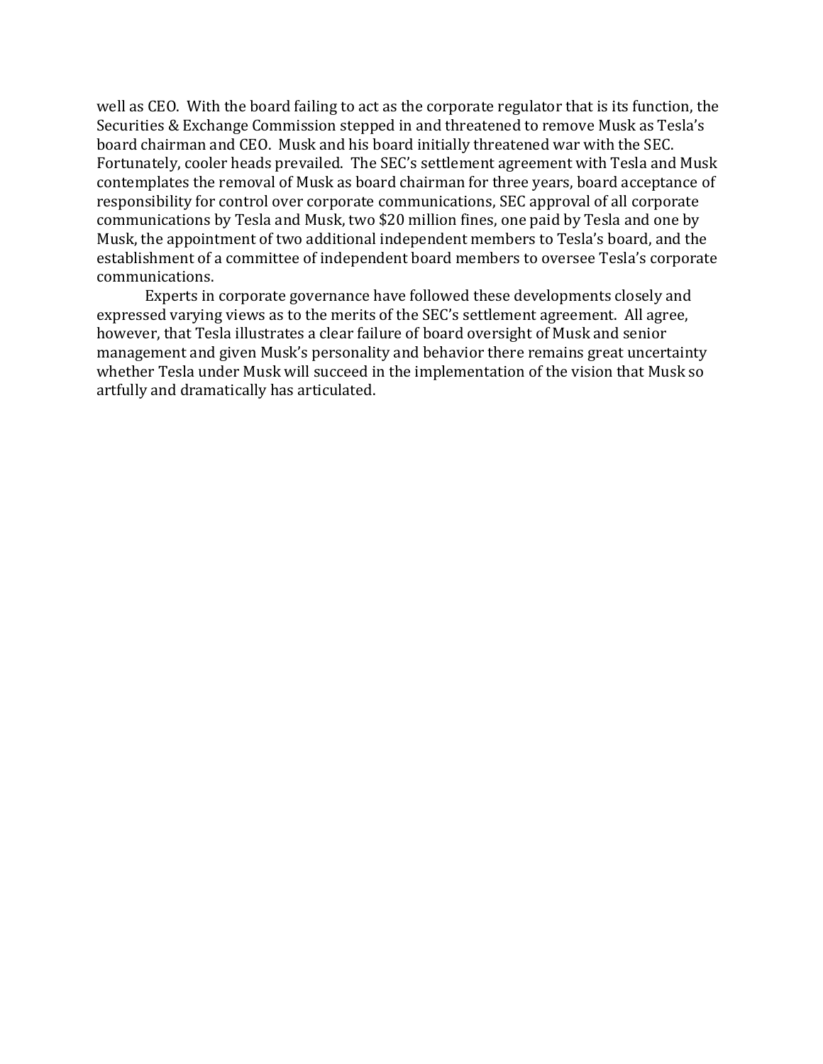well as CEO. With the board failing to act as the corporate regulator that is its function, the Securities & Exchange Commission stepped in and threatened to remove Musk as Tesla's board chairman and CEO. Musk and his board initially threatened war with the SEC. Fortunately, cooler heads prevailed. The SEC's settlement agreement with Tesla and Musk contemplates the removal of Musk as board chairman for three years, board acceptance of responsibility for control over corporate communications, SEC approval of all corporate communications by Tesla and Musk, two $20 million fines, one paid by Tesla and one by Musk, the appointment of two additional independent members to Tesla's board, and the establishment of a committee of independent board members to oversee Tesla's corporate communications.

Experts in corporate governance have followed these developments closely and expressed varying views as to the merits of the SEC's settlement agreement. All agree, however, that Tesla illustrates a clear failure of board oversight of Musk and senior management and given Musk's personality and behavior there remains great uncertainty whether Tesla under Musk will succeed in the implementation of the vision that Musk so artfully and dramatically has articulated.